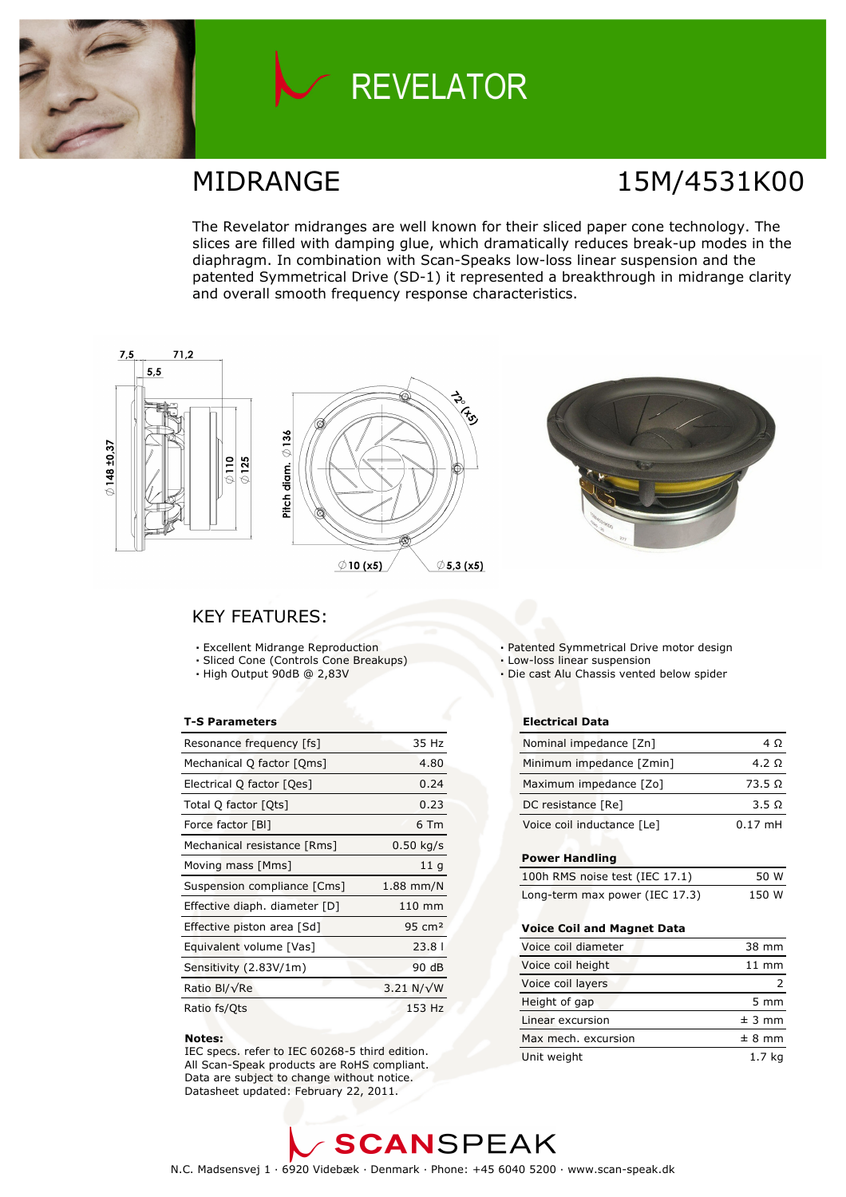# REVELATOR

## MIDRANGE

## 15M/4531K00

The Revelator midranges are well known for their sliced paper cone technology. The slices are filled with damping glue, which dramatically reduces break-up modes in the diaphragm. In combination with Scan-Speaks low-loss linear suspension and the patented Symmetrical Drive (SD-1) it represented a breakthrough in midrange clarity and overall smooth frequency response characteristics.

## KEY FEATURES:

- Excellent Midrange Reproduction
- Sliced Cone (Controls Cone Breakups)
- High Output 90dB @ 2,83V
- Patented Symmetrical Drive motor design
- Low-loss linear suspension
- Die cast Alu Chassis vented below spider

**T-S Parameters**

| Parameter | Value |
|---|---|
| Resonance frequency [fs] | 35 Hz |
| Mechanical Q factor [Qms] | 4.80 |
| Electrical Q factor [Qes] | 0.24 |
| Total Q factor [Qts] | 0.23 |
| Force factor [Bl] | 6 Tm |
| Mechanical resistance [Rms] | 0.50 kg/s |
| Moving mass [Mms] | 11 g |
| Suspension compliance [Cms] | 1.88 mm/N |
| Effective diaph. diameter [D] | 110 mm |
| Effective piston area [Sd] | 95 cm² |
| Equivalent volume [Vas] | 23.8 l |
| Sensitivity (2.83V/1m) | 90 dB |
| Ratio Bl/√Re | 3.21 N/√W |
| Ratio fs/Qts | 153 Hz |

**Notes:**
IEC specs. refer to IEC 60268-5 third edition.
All Scan-Speak products are RoHS compliant.
Data are subject to change without notice.
Datasheet updated: February 22, 2011.

**Electrical Data**

| Parameter | Value |
|---|---|
| Nominal impedance [Zn] | 4 Ω |
| Minimum impedance [Zmin] | 4.2 Ω |
| Maximum impedance [Zo] | 73.5 Ω |
| DC resistance [Re] | 3.5 Ω |
| Voice coil inductance [Le] | 0.17 mH |

**Power Handling**

| Parameter | Value |
|---|---|
| 100h RMS noise test (IEC 17.1) | 50 W |
| Long-term max power (IEC 17.3) | 150 W |

**Voice Coil and Magnet Data**

| Parameter | Value |
|---|---|
| Voice coil diameter | 38 mm |
| Voice coil height | 11 mm |
| Voice coil layers | 2 |
| Height of gap | 5 mm |
| Linear excursion | ± 3 mm |
| Max mech. excursion | ± 8 mm |
| Unit weight | 1.7 kg |

SCANSPEAK

N.C. Madsensvej 1 · 6920 Videbæk · Denmark · Phone: +45 6040 5200 · www.scan-speak.dk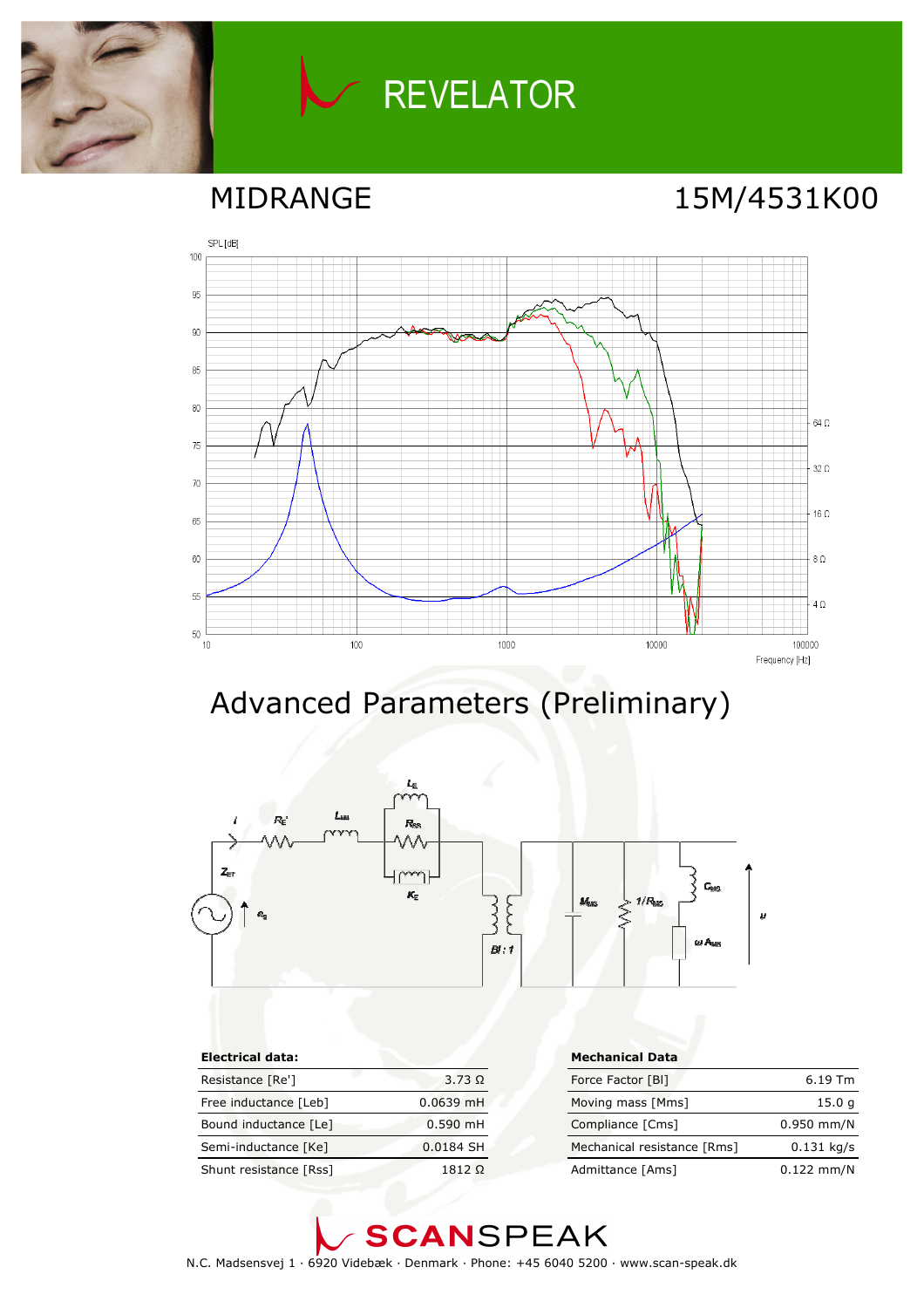REVELATOR

# MIDRANGE

# 15M/4531K00

SPL [dB]
100
95
90
85
80
75
70
65
60
55
50
10
100
1000
10000
100000
Frequency [Hz]
64 Ω
32 Ω
16 Ω
8 Ω
4 Ω

## Advanced Parameters (Preliminary)

$L_E$
$i$
$R_E'$
$L_{EB}$
$R_{SS}$
$Z_{ET}$
$K_E$
$e_g$
$M_{MS}$
$1/R_{MS}$
$C_{MS}$
$\omega A_{MS}$
$u$
$Bl : 1$

| Electrical data: | |
|---|---|
| Resistance [Re'] | 3.73 Ω |
| Free inductance [Leb] | 0.0639 mH |
| Bound inductance [Le] | 0.590 mH |
| Semi-inductance [Ke] | 0.0184 SH |
| Shunt resistance [Rss] | 1812 Ω |

| Mechanical Data | |
|---|---|
| Force Factor [Bl] | 6.19 Tm |
| Moving mass [Mms] | 15.0 g |
| Compliance [Cms] | 0.950 mm/N |
| Mechanical resistance [Rms] | 0.131 kg/s |
| Admittance [Ams] | 0.122 mm/N |

SCANSPEAK

N.C. Madsensvej 1 · 6920 Videbæk · Denmark · Phone: +45 6040 5200 · www.scan-speak.dk